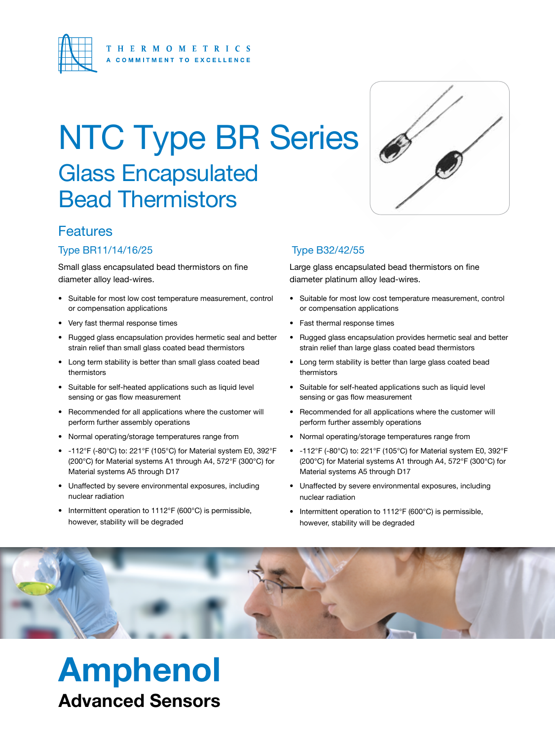THERMOMETRICS
A COMMITMENT TO EXCELLENCE

# NTC Type BR Series

## Glass Encapsulated Bead Thermistors

## Features

### Type BR11/14/16/25

Small glass encapsulated bead thermistors on fine diameter alloy lead-wires.

- Suitable for most low cost temperature measurement, control or compensation applications
- Very fast thermal response times
- Rugged glass encapsulation provides hermetic seal and better strain relief than small glass coated bead thermistors
- Long term stability is better than small glass coated bead thermistors
- Suitable for self-heated applications such as liquid level sensing or gas flow measurement
- Recommended for all applications where the customer will perform further assembly operations
- Normal operating/storage temperatures range from
- -112°F (-80°C) to: 221°F (105°C) for Material system E0, 392°F (200°C) for Material systems A1 through A4, 572°F (300°C) for Material systems A5 through D17
- Unaffected by severe environmental exposures, including nuclear radiation
- Intermittent operation to 1112°F (600°C) is permissible, however, stability will be degraded

### Type B32/42/55

Large glass encapsulated bead thermistors on fine diameter platinum alloy lead-wires.

- Suitable for most low cost temperature measurement, control or compensation applications
- Fast thermal response times
- Rugged glass encapsulation provides hermetic seal and better strain relief than large glass coated bead thermistors
- Long term stability is better than large glass coated bead thermistors
- Suitable for self-heated applications such as liquid level sensing or gas flow measurement
- Recommended for all applications where the customer will perform further assembly operations
- Normal operating/storage temperatures range from
- -112°F (-80°C) to: 221°F (105°C) for Material system E0, 392°F (200°C) for Material systems A1 through A4, 572°F (300°C) for Material systems A5 through D17
- Unaffected by severe environmental exposures, including nuclear radiation
- Intermittent operation to 1112°F (600°C) is permissible, however, stability will be degraded

**Amphenol**

**Advanced Sensors**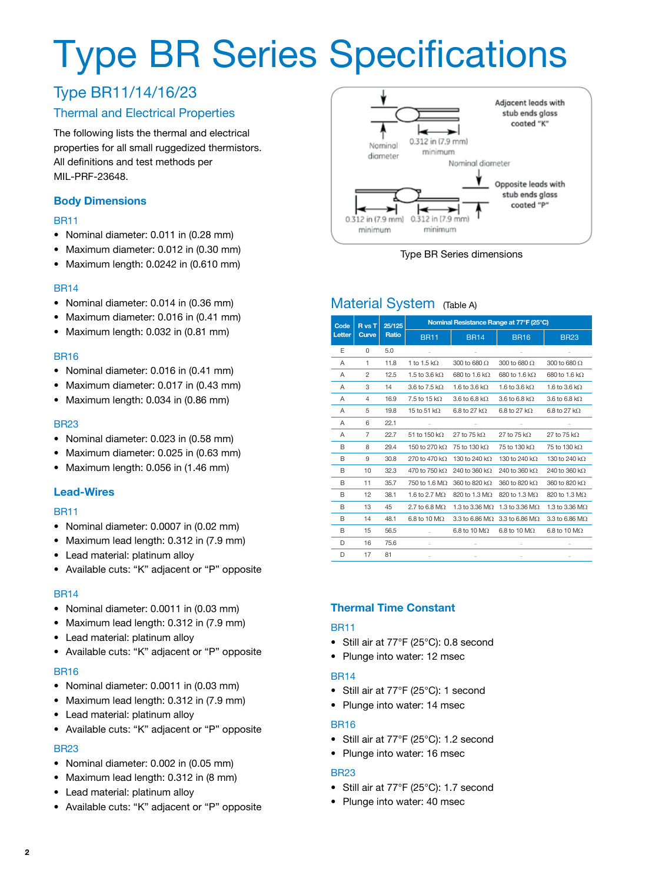# Type BR Series Specifications

## Type BR11/14/16/23

### Thermal and Electrical Properties

The following lists the thermal and electrical properties for all small ruggedized thermistors. All definitions and test methods per MIL-PRF-23648.

#### Body Dimensions

BR11

- Nominal diameter: 0.011 in (0.28 mm)
- Maximum diameter: 0.012 in (0.30 mm)
- Maximum length: 0.0242 in (0.610 mm)

BR14

- Nominal diameter: 0.014 in (0.36 mm)
- Maximum diameter: 0.016 in (0.41 mm)
- Maximum length: 0.032 in (0.81 mm)

BR16

- Nominal diameter: 0.016 in (0.41 mm)
- Maximum diameter: 0.017 in (0.43 mm)
- Maximum length: 0.034 in (0.86 mm)

BR23

- Nominal diameter: 0.023 in (0.58 mm)
- Maximum diameter: 0.025 in (0.63 mm)
- Maximum length: 0.056 in (1.46 mm)

#### Lead-Wires

BR11

- Nominal diameter: 0.0007 in (0.02 mm)
- Maximum lead length: 0.312 in (7.9 mm)
- Lead material: platinum alloy
- Available cuts: “K” adjacent or “P” opposite

BR14

- Nominal diameter: 0.0011 in (0.03 mm)
- Maximum lead length: 0.312 in (7.9 mm)
- Lead material: platinum alloy
- Available cuts: “K” adjacent or “P” opposite

BR16

- Nominal diameter: 0.0011 in (0.03 mm)
- Maximum lead length: 0.312 in (7.9 mm)
- Lead material: platinum alloy
- Available cuts: “K” adjacent or “P” opposite

BR23

- Nominal diameter: 0.002 in (0.05 mm)
- Maximum lead length: 0.312 in (8 mm)
- Lead material: platinum alloy
- Available cuts: “K” adjacent or “P” opposite

Nominal diameter — 0.312 in (7.9 mm) minimum — Adjacent leads with stub ends glass coated “K”

Nominal diameter — 0.312 in (7.9 mm) minimum — 0.312 in (7.9 mm) minimum — Opposite leads with stub ends glass coated “P”

Type BR Series dimensions

### Material System (Table A)

| Code Letter | R vs T Curve | 25/125 Ratio | Nominal Resistance Range at 77°F (25°C) | | | |
|---|---|---|---|---|---|---|
| | | | BR11 | BR14 | BR16 | BR23 |
| E | 0 | 5.0 | – | – | – | – |
| A | 1 | 11.8 | 1 to 1.5 kΩ | 300 to 680 Ω | 300 to 680 Ω | 300 to 680 Ω |
| A | 2 | 12.5 | 1.5 to 3.6 kΩ | 680 to 1.6 kΩ | 680 to 1.6 kΩ | 680 to 1.6 kΩ |
| A | 3 | 14 | 3.6 to 7.5 kΩ | 1.6 to 3.6 kΩ | 1.6 to 3.6 kΩ | 1.6 to 3.6 kΩ |
| A | 4 | 16.9 | 7.5 to 15 kΩ | 3.6 to 6.8 kΩ | 3.6 to 6.8 kΩ | 3.6 to 6.8 kΩ |
| A | 5 | 19.8 | 15 to 51 kΩ | 6.8 to 27 kΩ | 6.8 to 27 kΩ | 6.8 to 27 kΩ |
| A | 6 | 22.1 | – | – | – | – |
| A | 7 | 22.7 | 51 to 150 kΩ | 27 to 75 kΩ | 27 to 75 kΩ | 27 to 75 kΩ |
| B | 8 | 29.4 | 150 to 270 kΩ | 75 to 130 kΩ | 75 to 130 kΩ | 75 to 130 kΩ |
| B | 9 | 30.8 | 270 to 470 kΩ | 130 to 240 kΩ | 130 to 240 kΩ | 130 to 240 kΩ |
| B | 10 | 32.3 | 470 to 750 kΩ | 240 to 360 kΩ | 240 to 360 kΩ | 240 to 360 kΩ |
| B | 11 | 35.7 | 750 to 1.6 MΩ | 360 to 820 kΩ | 360 to 820 kΩ | 360 to 820 kΩ |
| B | 12 | 38.1 | 1.6 to 2.7 MΩ | 820 to 1.3 MΩ | 820 to 1.3 MΩ | 820 to 1.3 MΩ |
| B | 13 | 45 | 2.7 to 6.8 MΩ | 1.3 to 3.36 MΩ | 1.3 to 3.36 MΩ | 1.3 to 3.36 MΩ |
| B | 14 | 48.1 | 6.8 to 10 MΩ | 3.3 to 6.86 MΩ | 3.3 to 6.86 MΩ | 3.3 to 6.86 MΩ |
| B | 15 | 56.5 | – | 6.8 to 10 MΩ | 6.8 to 10 MΩ | 6.8 to 10 MΩ |
| D | 16 | 75.6 | – | – | – | – |
| D | 17 | 81 | – | – | – | – |

#### Thermal Time Constant

BR11

- Still air at 77°F (25°C): 0.8 second
- Plunge into water: 12 msec

BR14

- Still air at 77°F (25°C): 1 second
- Plunge into water: 14 msec

BR16

- Still air at 77°F (25°C): 1.2 second
- Plunge into water: 16 msec

BR23

- Still air at 77°F (25°C): 1.7 second
- Plunge into water: 40 msec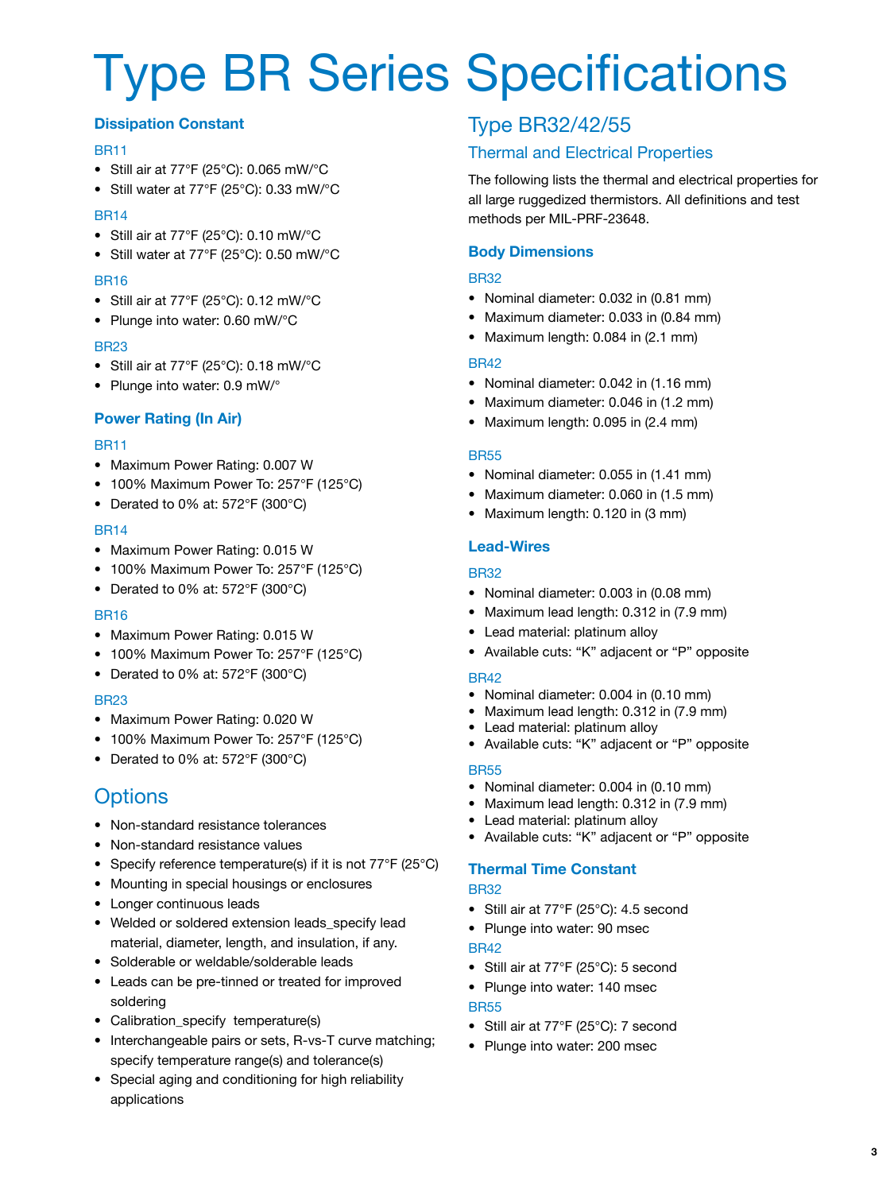# Type BR Series Specifications

### Dissipation Constant

BR11

- Still air at 77°F (25°C): 0.065 mW/°C
- Still water at 77°F (25°C): 0.33 mW/°C

BR14

- Still air at 77°F (25°C): 0.10 mW/°C
- Still water at 77°F (25°C): 0.50 mW/°C

BR16

- Still air at 77°F (25°C): 0.12 mW/°C
- Plunge into water: 0.60 mW/°C

BR23

- Still air at 77°F (25°C): 0.18 mW/°C
- Plunge into water: 0.9 mW/°

### Power Rating (In Air)

BR11

- Maximum Power Rating: 0.007 W
- 100% Maximum Power To: 257°F (125°C)
- Derated to 0% at: 572°F (300°C)

BR14

- Maximum Power Rating: 0.015 W
- 100% Maximum Power To: 257°F (125°C)
- Derated to 0% at: 572°F (300°C)

BR16

- Maximum Power Rating: 0.015 W
- 100% Maximum Power To: 257°F (125°C)
- Derated to 0% at: 572°F (300°C)

BR23

- Maximum Power Rating: 0.020 W
- 100% Maximum Power To: 257°F (125°C)
- Derated to 0% at: 572°F (300°C)

## Options

- Non-standard resistance tolerances
- Non-standard resistance values
- Specify reference temperature(s) if it is not 77°F (25°C)
- Mounting in special housings or enclosures
- Longer continuous leads
- Welded or soldered extension leads_specify lead material, diameter, length, and insulation, if any.
- Solderable or weldable/solderable leads
- Leads can be pre-tinned or treated for improved soldering
- Calibration_specify temperature(s)
- Interchangeable pairs or sets, R-vs-T curve matching; specify temperature range(s) and tolerance(s)
- Special aging and conditioning for high reliability applications

## Type BR32/42/55

### Thermal and Electrical Properties

The following lists the thermal and electrical properties for all large ruggedized thermistors. All definitions and test methods per MIL-PRF-23648.

### Body Dimensions

BR32

- Nominal diameter: 0.032 in (0.81 mm)
- Maximum diameter: 0.033 in (0.84 mm)
- Maximum length: 0.084 in (2.1 mm)

BR42

- Nominal diameter: 0.042 in (1.16 mm)
- Maximum diameter: 0.046 in (1.2 mm)
- Maximum length: 0.095 in (2.4 mm)

BR55

- Nominal diameter: 0.055 in (1.41 mm)
- Maximum diameter: 0.060 in (1.5 mm)
- Maximum length: 0.120 in (3 mm)

### Lead-Wires

BR32

- Nominal diameter: 0.003 in (0.08 mm)
- Maximum lead length: 0.312 in (7.9 mm)
- Lead material: platinum alloy
- Available cuts: "K" adjacent or "P" opposite

BR42

- Nominal diameter: 0.004 in (0.10 mm)
- Maximum lead length: 0.312 in (7.9 mm)
- Lead material: platinum alloy
- Available cuts: "K" adjacent or "P" opposite

BR55

- Nominal diameter: 0.004 in (0.10 mm)
- Maximum lead length: 0.312 in (7.9 mm)
- Lead material: platinum alloy
- Available cuts: "K" adjacent or "P" opposite

### Thermal Time Constant

BR32

- Still air at 77°F (25°C): 4.5 second
- Plunge into water: 90 msec

BR42

- Still air at 77°F (25°C): 5 second
- Plunge into water: 140 msec

BR55

- Still air at 77°F (25°C): 7 second
- Plunge into water: 200 msec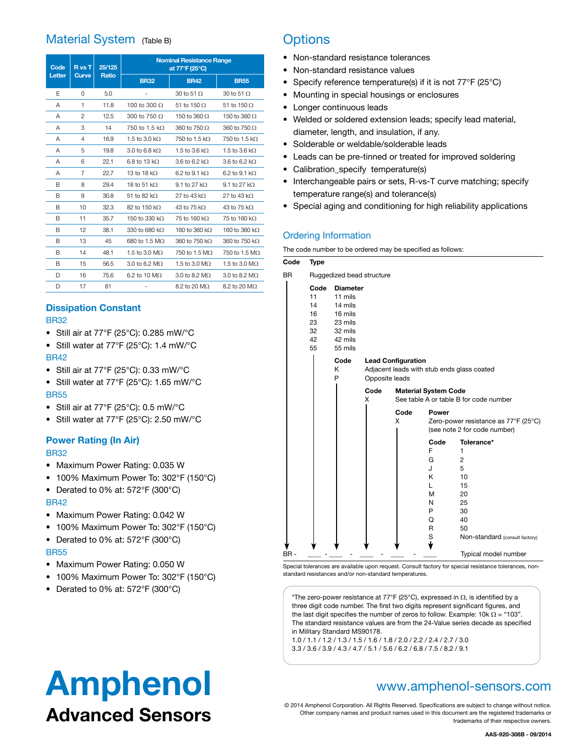## Material System (Table B)

| Code Letter | R vs T Curve | 25/125 Ratio | Nominal Resistance Range at 77°F (25°C) | | |
|---|---|---|---|---|---|
| | | | BR32 | BR42 | BR55 |
| E | 0 | 5.0 | - | 30 to 51 Ω | 30 to 51 Ω |
| A | 1 | 11.8 | 100 to 300 Ω | 51 to 150 Ω | 51 to 150 Ω |
| A | 2 | 12.5 | 300 to 750 Ω | 150 to 360 Ω | 150 to 360 Ω |
| A | 3 | 14 | 750 to 1.5 kΩ | 360 to 750 Ω | 360 to 750 Ω |
| A | 4 | 16.9 | 1.5 to 3.0 kΩ | 750 to 1.5 kΩ | 750 to 1.5 kΩ |
| A | 5 | 19.8 | 3.0 to 6.8 kΩ | 1.5 to 3.6 kΩ | 1.5 to 3.6 kΩ |
| A | 6 | 22.1 | 6.8 to 13 kΩ | 3.6 to 6.2 kΩ | 3.6 to 6.2 kΩ |
| A | 7 | 22.7 | 13 to 18 kΩ | 6.2 to 9.1 kΩ | 6.2 to 9.1 kΩ |
| B | 8 | 29.4 | 18 to 51 kΩ | 9.1 to 27 kΩ | 9.1 to 27 kΩ |
| B | 9 | 30.8 | 51 to 82 kΩ | 27 to 43 kΩ | 27 to 43 kΩ |
| B | 10 | 32.3 | 82 to 150 kΩ | 43 to 75 kΩ | 43 to 75 kΩ |
| B | 11 | 35.7 | 150 to 330 kΩ | 75 to 160 kΩ | 75 to 160 kΩ |
| B | 12 | 38.1 | 330 to 680 kΩ | 160 to 360 kΩ | 160 to 360 kΩ |
| B | 13 | 45 | 680 to 1.5 MΩ | 360 to 750 kΩ | 360 to 750 kΩ |
| B | 14 | 48.1 | 1.5 to 3.0 MΩ | 750 to 1.5 MΩ | 750 to 1.5 MΩ |
| B | 15 | 56.5 | 3.0 to 6.2 MΩ | 1.5 to 3.0 MΩ | 1.5 to 3.0 MΩ |
| D | 16 | 75.6 | 6.2 to 10 MΩ | 3.0 to 8.2 MΩ | 3.0 to 8.2 MΩ |
| D | 17 | 81 | - | 8.2 to 20 MΩ | 8.2 to 20 MΩ |

## Dissipation Constant

### BR32

- Still air at 77°F (25°C): 0.285 mW/°C
- Still water at 77°F (25°C): 1.4 mW/°C

### BR42

- Still air at 77°F (25°C): 0.33 mW/°C
- Still water at 77°F (25°C): 1.65 mW/°C

### BR55

- Still air at 77°F (25°C): 0.5 mW/°C
- Still water at 77°F (25°C): 2.50 mW/°C

## Power Rating (In Air)

### BR32

- Maximum Power Rating: 0.035 W
- 100% Maximum Power To: 302°F (150°C)
- Derated to 0% at: 572°F (300°C)

### BR42

- Maximum Power Rating: 0.042 W
- 100% Maximum Power To: 302°F (150°C)
- Derated to 0% at: 572°F (300°C)

### BR55

- Maximum Power Rating: 0.050 W
- 100% Maximum Power To: 302°F (150°C)
- Derated to 0% at: 572°F (300°C)

## Options

- Non-standard resistance tolerances
- Non-standard resistance values
- Specify reference temperature(s) if it is not 77°F (25°C)
- Mounting in special housings or enclosures
- Longer continuous leads
- Welded or soldered extension leads; specify lead material, diameter, length, and insulation, if any.
- Solderable or weldable/solderable leads
- Leads can be pre-tinned or treated for improved soldering
- Calibration_specify temperature(s)
- Interchangeable pairs or sets, R-vs-T curve matching; specify temperature range(s) and tolerance(s)
- Special aging and conditioning for high reliability applications

## Ordering Information

The code number to be ordered may be specified as follows:

| Code | Type |
|---|---|
| BR | Ruggedized bead structure |

| Code | Diameter |
|---|---|
| 11 | 11 mils |
| 14 | 14 mils |
| 16 | 16 mils |
| 23 | 23 mils |
| 32 | 32 mils |
| 42 | 42 mils |
| 55 | 55 mils |

| Code | Lead Configuration |
|---|---|
| K | Adjacent leads with stub ends glass coated |
| P | Opposite leads |

| Code | Material System Code |
|---|---|
| X | See table A or table B for code number |

| Code | Power |
|---|---|
| X | Zero-power resistance as 77°F (25°C) (see note 2 for code number) |

| Code | Tolerance* |
|---|---|
| F | 1 |
| G | 2 |
| J | 5 |
| K | 10 |
| L | 15 |
| M | 20 |
| N | 25 |
| P | 30 |
| Q | 40 |
| R | 50 |
| S | Non-standard (consult factory) |

BR - ___ - ___ - ___ - ___ - ___ Typical model number

Special tolerances are available upon request. Consult factory for special resistance tolerances, non-standard resistances and/or non-standard temperatures.

*The zero-power resistance at 77°F (25°C), expressed in Ω, is identified by a three digit code number. The first two digits represent significant figures, and the last digit specifies the number of zeros to follow. Example: 10k Ω = “103”. The standard resistance values are from the 24-Value series decade as specified in Military Standard MS90178.
1.0 / 1.1 / 1.2 / 1.3 / 1.5 / 1.6 / 1.8 / 2.0 / 2.2 / 2.4 / 2.7 / 3.0
3.3 / 3.6 / 3.9 / 4.3 / 4.7 / 5.1 / 5.6 / 6.2 / 6.8 / 7.5 / 8.2 / 9.1

**Amphenol**
**Advanced Sensors**

www.amphenol-sensors.com

© 2014 Amphenol Corporation. All Rights Reserved. Specifications are subject to change without notice. Other company names and product names used in this document are the registered trademarks or trademarks of their respective owners.

AAS-920-308B - 09/2014